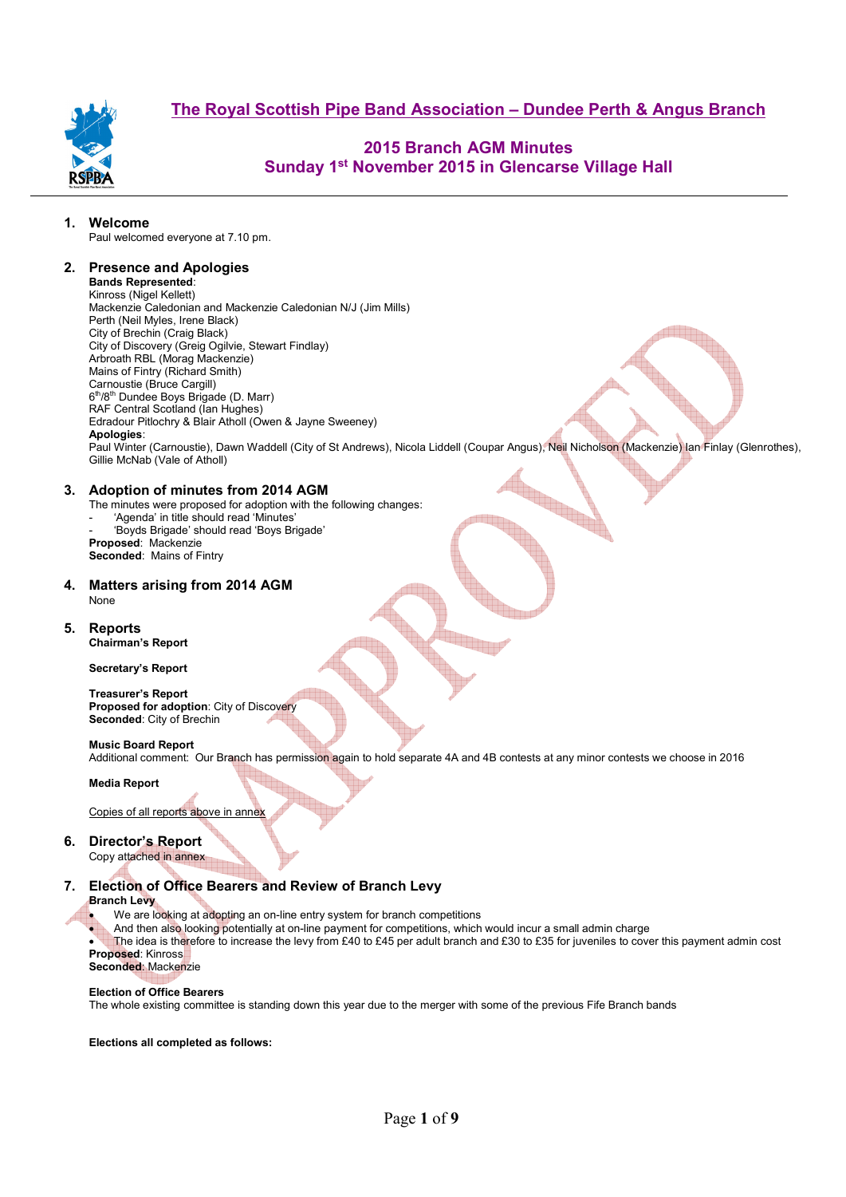# The Royal Scottish Pipe Band Association – Dundee Perth & Angus Branch

## 2015 Branch AGM Minutes
## Sunday 1st November 2015 in Glencarse Village Hall

### 1. Welcome

Paul welcomed everyone at 7.10 pm.

### 2. Presence and Apologies

**Bands Represented**:
Kinross (Nigel Kellett)
Mackenzie Caledonian and Mackenzie Caledonian N/J (Jim Mills)
Perth (Neil Myles, Irene Black)
City of Brechin (Craig Black)
City of Discovery (Greig Ogilvie, Stewart Findlay)
Arbroath RBL (Morag Mackenzie)
Mains of Fintry (Richard Smith)
Carnoustie (Bruce Cargill)
6th/8th Dundee Boys Brigade (D. Marr)
RAF Central Scotland (Ian Hughes)
Edradour Pitlochry & Blair Atholl (Owen & Jayne Sweeney)
**Apologies**:
Paul Winter (Carnoustie), Dawn Waddell (City of St Andrews), Nicola Liddell (Coupar Angus), Neil Nicholson (Mackenzie) Ian Finlay (Glenrothes), Gillie McNab (Vale of Atholl)

### 3. Adoption of minutes from 2014 AGM

The minutes were proposed for adoption with the following changes:

- 'Agenda' in title should read 'Minutes'
- 'Boyds Brigade' should read 'Boys Brigade'

**Proposed**: Mackenzie
**Seconded**: Mains of Fintry

### 4. Matters arising from 2014 AGM

None

### 5. Reports

**Chairman's Report**

**Secretary's Report**

**Treasurer's Report**
**Proposed for adoption**: City of Discovery
**Seconded**: City of Brechin

**Music Board Report**
Additional comment: Our Branch has permission again to hold separate 4A and 4B contests at any minor contests we choose in 2016

**Media Report**

Copies of all reports above in annex

### 6. Director's Report

Copy attached in annex

### 7. Election of Office Bearers and Review of Branch Levy

**Branch Levy**

- We are looking at adopting an on-line entry system for branch competitions
- And then also looking potentially at on-line payment for competitions, which would incur a small admin charge
- The idea is therefore to increase the levy from £40 to £45 per adult branch and £30 to £35 for juveniles to cover this payment admin cost

**Proposed**: Kinross
**Seconded**: Mackenzie

**Election of Office Bearers**
The whole existing committee is standing down this year due to the merger with some of the previous Fife Branch bands

**Elections all completed as follows:**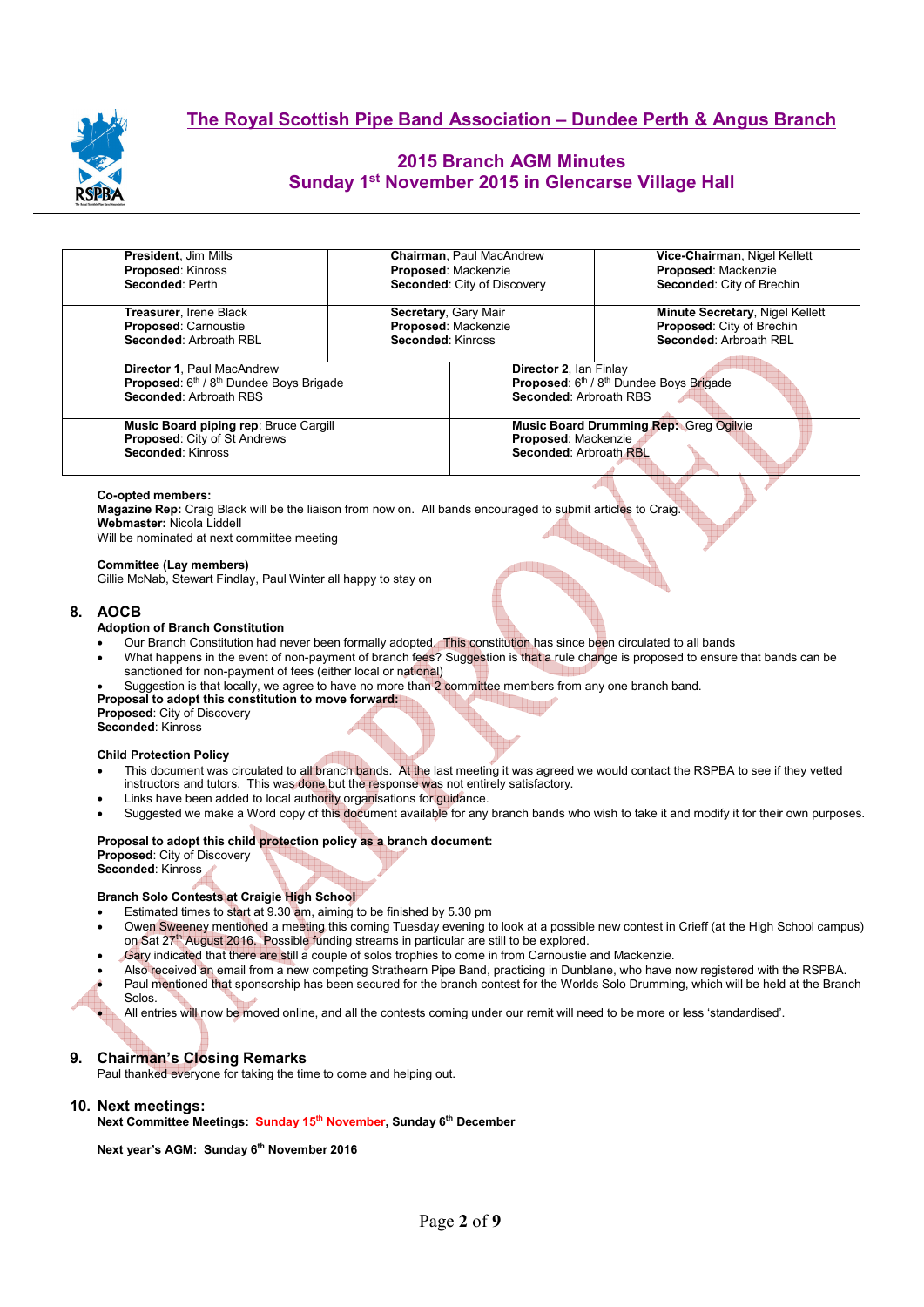# The Royal Scottish Pipe Band Association – Dundee Perth & Angus Branch

## 2015 Branch AGM Minutes
## Sunday 1st November 2015 in Glencarse Village Hall

| | | |
|---|---|---|
| **President**, Jim Mills<br>**Proposed**: Kinross<br>**Seconded**: Perth | **Chairman**, Paul MacAndrew<br>**Proposed**: Mackenzie<br>**Seconded**: City of Discovery | **Vice-Chairman**, Nigel Kellett<br>**Proposed**: Mackenzie<br>**Seconded**: City of Brechin |
| **Treasurer**, Irene Black<br>**Proposed**: Carnoustie<br>**Seconded**: Arbroath RBL | **Secretary**, Gary Mair<br>**Proposed**: Mackenzie<br>**Seconded**: Kinross | **Minute Secretary**, Nigel Kellett<br>**Proposed**: City of Brechin<br>**Seconded**: Arbroath RBL |
| **Director 1**, Paul MacAndrew<br>**Proposed**: 6th / 8th Dundee Boys Brigade<br>**Seconded**: Arbroath RBS | **Director 2**, Ian Finlay<br>**Proposed**: 6th / 8th Dundee Boys Brigade<br>**Seconded**: Arbroath RBS | |
| **Music Board piping rep**: Bruce Cargill<br>**Proposed**: City of St Andrews<br>**Seconded**: Kinross | **Music Board Drumming Rep**: Greg Ogilvie<br>**Proposed**: Mackenzie<br>**Seconded**: Arbroath RBL | |

**Co-opted members:**
**Magazine Rep:** Craig Black will be the liaison from now on. All bands encouraged to submit articles to Craig.
**Webmaster:** Nicola Liddell
Will be nominated at next committee meeting

**Committee (Lay members)**
Gillie McNab, Stewart Findlay, Paul Winter all happy to stay on

## 8. AOCB

**Adoption of Branch Constitution**

- Our Branch Constitution had never been formally adopted. This constitution has since been circulated to all bands
- What happens in the event of non-payment of branch fees? Suggestion is that a rule change is proposed to ensure that bands can be sanctioned for non-payment of fees (either local or national)
- Suggestion is that locally, we agree to have no more than 2 committee members from any one branch band.

**Proposal to adopt this constitution to move forward:**
**Proposed**: City of Discovery
**Seconded**: Kinross

**Child Protection Policy**

- This document was circulated to all branch bands. At the last meeting it was agreed we would contact the RSPBA to see if they vetted instructors and tutors. This was done but the response was not entirely satisfactory.
- Links have been added to local authority organisations for guidance.
- Suggested we make a Word copy of this document available for any branch bands who wish to take it and modify it for their own purposes.

**Proposal to adopt this child protection policy as a branch document:**
**Proposed**: City of Discovery
**Seconded**: Kinross

**Branch Solo Contests at Craigie High School**

- Estimated times to start at 9.30 am, aiming to be finished by 5.30 pm
- Owen Sweeney mentioned a meeting this coming Tuesday evening to look at a possible new contest in Crieff (at the High School campus) on Sat 27th August 2016. Possible funding streams in particular are still to be explored.
- Gary indicated that there are still a couple of solos trophies to come in from Carnoustie and Mackenzie.
- Also received an email from a new competing Strathearn Pipe Band, practicing in Dunblane, who have now registered with the RSPBA.
- Paul mentioned that sponsorship has been secured for the branch contest for the Worlds Solo Drumming, which will be held at the Branch Solos.
- All entries will now be moved online, and all the contests coming under our remit will need to be more or less 'standardised'.

## 9. Chairman's Closing Remarks

Paul thanked everyone for taking the time to come and helping out.

## 10. Next meetings:

**Next Committee Meetings: Sunday 15th November, Sunday 6th December**

**Next year's AGM: Sunday 6th November 2016**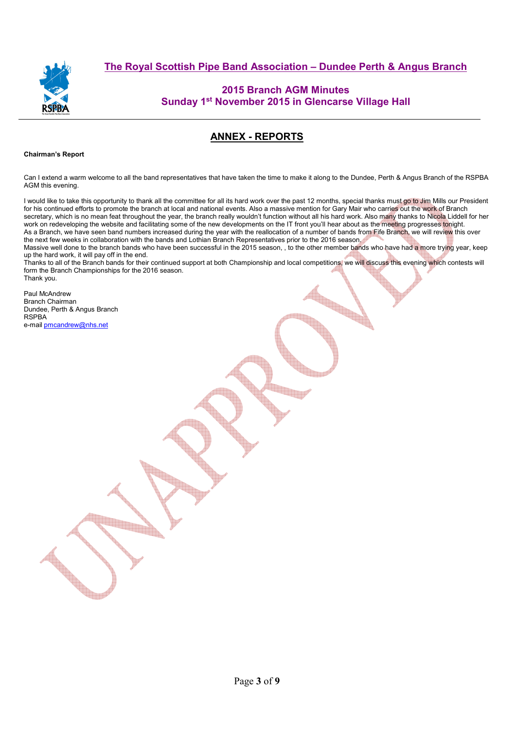## The Royal Scottish Pipe Band Association – Dundee Perth & Angus Branch

### 2015 Branch AGM Minutes
### Sunday 1st November 2015 in Glencarse Village Hall

## ANNEX - REPORTS

**Chairman's Report**

Can I extend a warm welcome to all the band representatives that have taken the time to make it along to the Dundee, Perth & Angus Branch of the RSPBA AGM this evening.

I would like to take this opportunity to thank all the committee for all its hard work over the past 12 months, special thanks must go to Jim Mills our President for his continued efforts to promote the branch at local and national events. Also a massive mention for Gary Mair who carries out the work of Branch secretary, which is no mean feat throughout the year, the branch really wouldn't function without all his hard work. Also many thanks to Nicola Liddell for her work on redeveloping the website and facilitating some of the new developments on the IT front you'll hear about as the meeting progresses tonight.
As a Branch, we have seen band numbers increased during the year with the reallocation of a number of bands from Fife Branch, we will review this over the next few weeks in collaboration with the bands and Lothian Branch Representatives prior to the 2016 season.
Massive well done to the branch bands who have been successful in the 2015 season, , to the other member bands who have had a more trying year, keep up the hard work, it will pay off in the end.
Thanks to all of the Branch bands for their continued support at both Championship and local competitions, we will discuss this evening which contests will form the Branch Championships for the 2016 season.
Thank you.

Paul McAndrew
Branch Chairman
Dundee, Perth & Angus Branch
RSPBA
e-mail pmcandrew@nhs.net

UNAPPROVED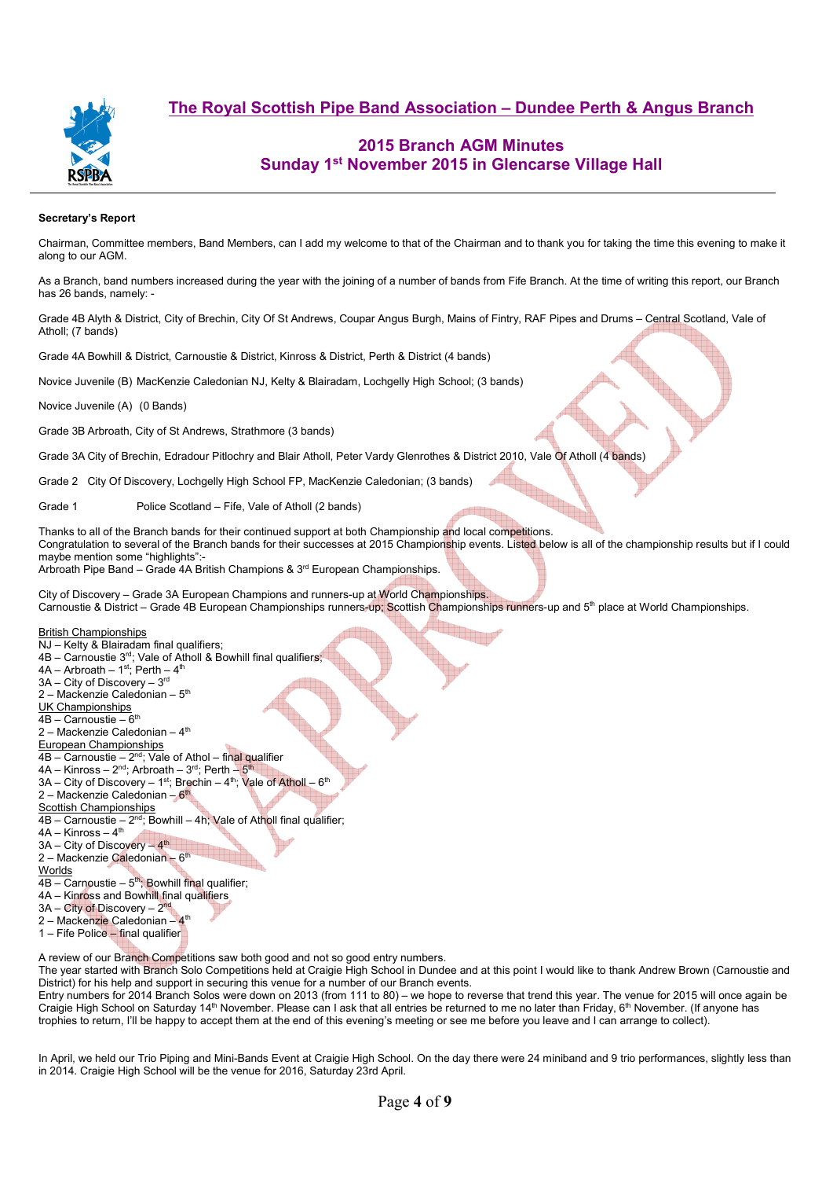## The Royal Scottish Pipe Band Association – Dundee Perth & Angus Branch

### 2015 Branch AGM Minutes
### Sunday 1st November 2015 in Glencarse Village Hall

**Secretary's Report**

Chairman, Committee members, Band Members, can I add my welcome to that of the Chairman and to thank you for taking the time this evening to make it along to our AGM.

As a Branch, band numbers increased during the year with the joining of a number of bands from Fife Branch. At the time of writing this report, our Branch has 26 bands, namely: -

Grade 4B Alyth & District, City of Brechin, City Of St Andrews, Coupar Angus Burgh, Mains of Fintry, RAF Pipes and Drums – Central Scotland, Vale of Atholl; (7 bands)

Grade 4A Bowhill & District, Carnoustie & District, Kinross & District, Perth & District (4 bands)

Novice Juvenile (B) MacKenzie Caledonian NJ, Kelty & Blairadam, Lochgelly High School; (3 bands)

Novice Juvenile (A) (0 Bands)

Grade 3B Arbroath, City of St Andrews, Strathmore (3 bands)

Grade 3A City of Brechin, Edradour Pitlochry and Blair Atholl, Peter Vardy Glenrothes & District 2010, Vale Of Atholl (4 bands)

Grade 2 City Of Discovery, Lochgelly High School FP, MacKenzie Caledonian; (3 bands)

Grade 1 Police Scotland – Fife, Vale of Atholl (2 bands)

Thanks to all of the Branch bands for their continued support at both Championship and local competitions.
Congratulation to several of the Branch bands for their successes at 2015 Championship events. Listed below is all of the championship results but if I could maybe mention some "highlights":-
Arbroath Pipe Band – Grade 4A British Champions & 3rd European Championships.

City of Discovery – Grade 3A European Champions and runners-up at World Championships.
Carnoustie & District – Grade 4B European Championships runners-up; Scottish Championships runners-up and 5th place at World Championships.

British Championships
NJ – Kelty & Blairadam final qualifiers;
4B – Carnoustie 3rd; Vale of Atholl & Bowhill final qualifiers;
4A – Arbroath – 1st; Perth – 4th
3A – City of Discovery – 3rd
2 – Mackenzie Caledonian – 5th
UK Championships
4B – Carnoustie – 6th
2 – Mackenzie Caledonian – 4th
European Championships
4B – Carnoustie – 2nd; Vale of Athol – final qualifier
4A – Kinross – 2nd; Arbroath – 3rd; Perth – 5th
3A – City of Discovery – 1st; Brechin – 4th; Vale of Atholl – 6th
2 – Mackenzie Caledonian – 6th
Scottish Championships
4B – Carnoustie – 2nd; Bowhill – 4h; Vale of Atholl final qualifier;
4A – Kinross – 4th
3A – City of Discovery – 4th
2 – Mackenzie Caledonian – 6th
Worlds
4B – Carnoustie – 5th; Bowhill final qualifier;
4A – Kinross and Bowhill final qualifiers
3A – City of Discovery – 2nd
2 – Mackenzie Caledonian – 4th
1 – Fife Police – final qualifier

A review of our Branch Competitions saw both good and not so good entry numbers.
The year started with Branch Solo Competitions held at Craigie High School in Dundee and at this point I would like to thank Andrew Brown (Carnoustie and District) for his help and support in securing this venue for a number of our Branch events.
Entry numbers for 2014 Branch Solos were down on 2013 (from 111 to 80) – we hope to reverse that trend this year. The venue for 2015 will once again be Craigie High School on Saturday 14th November. Please can I ask that all entries be returned to me no later than Friday, 6th November. (If anyone has trophies to return, I'll be happy to accept them at the end of this evening's meeting or see me before you leave and I can arrange to collect).

In April, we held our Trio Piping and Mini-Bands Event at Craigie High School. On the day there were 24 miniband and 9 trio performances, slightly less than in 2014. Craigie High School will be the venue for 2016, Saturday 23rd April.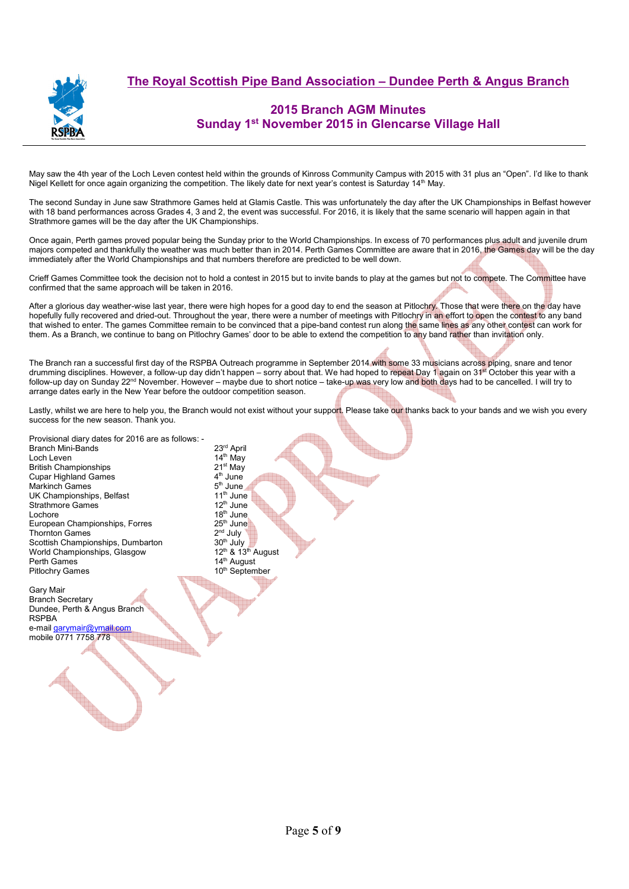## The Royal Scottish Pipe Band Association – Dundee Perth & Angus Branch

### 2015 Branch AGM Minutes
### Sunday 1st November 2015 in Glencarse Village Hall

May saw the 4th year of the Loch Leven contest held within the grounds of Kinross Community Campus with 2015 with 31 plus an "Open". I'd like to thank Nigel Kellett for once again organizing the competition. The likely date for next year's contest is Saturday 14th May.

The second Sunday in June saw Strathmore Games held at Glamis Castle. This was unfortunately the day after the UK Championships in Belfast however with 18 band performances across Grades 4, 3 and 2, the event was successful. For 2016, it is likely that the same scenario will happen again in that Strathmore games will be the day after the UK Championships.

Once again, Perth games proved popular being the Sunday prior to the World Championships. In excess of 70 performances plus adult and juvenile drum majors competed and thankfully the weather was much better than in 2014. Perth Games Committee are aware that in 2016, the Games day will be the day immediately after the World Championships and that numbers therefore are predicted to be well down.

Crieff Games Committee took the decision not to hold a contest in 2015 but to invite bands to play at the games but not to compete. The Committee have confirmed that the same approach will be taken in 2016.

After a glorious day weather-wise last year, there were high hopes for a good day to end the season at Pitlochry. Those that were there on the day have hopefully fully recovered and dried-out. Throughout the year, there were a number of meetings with Pitlochry in an effort to open the contest to any band that wished to enter. The games Committee remain to be convinced that a pipe-band contest run along the same lines as any other contest can work for them. As a Branch, we continue to bang on Pitlochry Games' door to be able to extend the competition to any band rather than invitation only.

The Branch ran a successful first day of the RSPBA Outreach programme in September 2014 with some 33 musicians across piping, snare and tenor drumming disciplines. However, a follow-up day didn't happen – sorry about that. We had hoped to repeat Day 1 again on 31st October this year with a follow-up day on Sunday 22nd November. However – maybe due to short notice – take-up was very low and both days had to be cancelled. I will try to arrange dates early in the New Year before the outdoor competition season.

Lastly, whilst we are here to help you, the Branch would not exist without your support. Please take our thanks back to your bands and we wish you every success for the new season. Thank you.

Provisional diary dates for 2016 are as follows: -

| | |
|---|---|
| Branch Mini-Bands | 23rd April |
| Loch Leven | 14th May |
| British Championships | 21st May |
| Cupar Highland Games | 4th June |
| Markinch Games | 5th June |
| UK Championships, Belfast | 11th June |
| Strathmore Games | 12th June |
| Lochore | 18th June |
| European Championships, Forres | 25th June |
| Thornton Games | 2nd July |
| Scottish Championships, Dumbarton | 30th July |
| World Championships, Glasgow | 12th & 13th August |
| Perth Games | 14th August |
| Pitlochry Games | 10th September |

Gary Mair
Branch Secretary
Dundee, Perth & Angus Branch
RSPBA
e-mail garymair@ymail.com
mobile 0771 7758 778

UNAPPROVED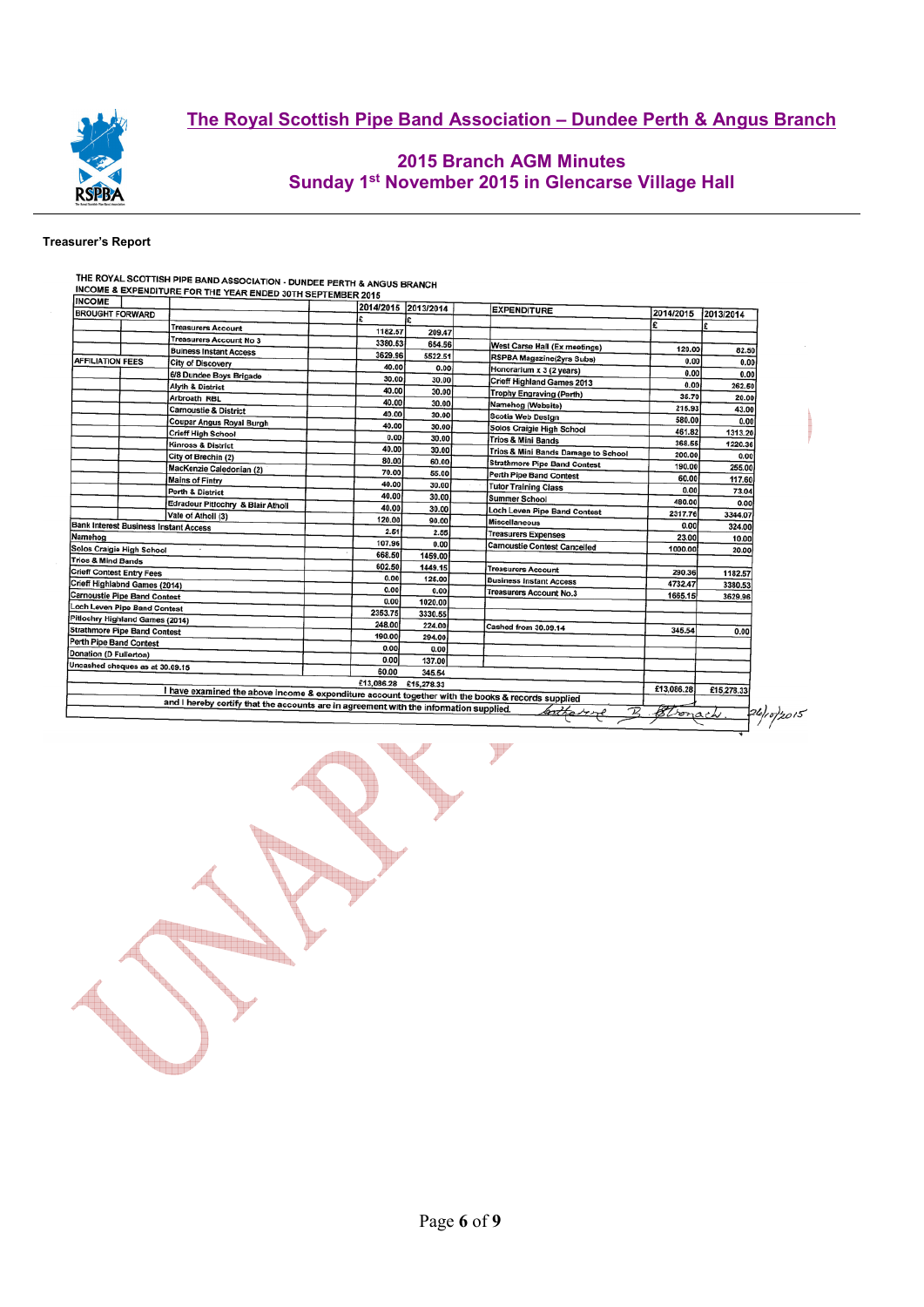## Treasurer's Report

THE ROYAL SCOTTISH PIPE BAND ASSOCIATION - DUNDEE PERTH & ANGUS BRANCH
INCOME & EXPENDITURE FOR THE YEAR ENDED 30TH SEPTEMBER 2015

| INCOME | | 2014/2015 | 2013/2014 | EXPENDITURE | 2014/2015 | 2013/2014 |
|---|---|---|---|---|---|---|
| | | £ | £ | | £ | £ |
| BROUGHT FORWARD | Treasurers Account | 1182.57 | 209.47 | | | |
| | Treasurers Account No 3 | 3380.53 | 654.56 | West Carse Hall (Ex meetings) | 120.00 | 62.50 |
| | Business Instant Access | 3629.96 | 5522.51 | RSPBA Magazine(2yrs Subs) | 0.00 | 0.00 |
| AFFILIATION FEES | City of Discovery | 40.00 | 0.00 | Honorarium x 3 (2 years) | 0.00 | 0.00 |
| | 6/8 Dundee Boys Brigade | 30.00 | 30.00 | Crieff Highland Games 2013 | 0.00 | 262.50 |
| | Alyth & District | 40.00 | 30.00 | Trophy Engraving (Perth) | 36.70 | 20.00 |
| | Arbroath RBL | 40.00 | 30.00 | Namehog (Website) | 215.93 | 43.00 |
| | Carnoustie & District | 40.00 | 30.00 | Scotia Web Design | 580.00 | 0.00 |
| | Coupar Angus Royal Burgh | 40.00 | 30.00 | Solos Craigie High School | 461.82 | 1313.20 |
| | Crieff High School | 0.00 | 30.00 | Trios & Mini Bands | 368.55 | 1220.36 |
| | Kinross & District | 40.00 | 30.00 | Trios & Mini Bands Damage to School | 200.00 | 0.00 |
| | City of Brechin (2) | 80.00 | 60.00 | Strathmore Pipe Band Contest | 190.00 | 255.00 |
| | MacKenzie Caledonian (2) | 70.00 | 55.00 | Perth Pipe Band Contest | 60.00 | 117.60 |
| | Mains of Fintry | 40.00 | 30.00 | Tutor Training Class | 0.00 | 73.04 |
| | Perth & District | 40.00 | 30.00 | Summer School | 480.00 | 0.00 |
| | Edradour Pitlochry & Blair Atholl | 40.00 | 30.00 | Loch Leven Pipe Band Contest | 2317.76 | 3344.07 |
| | Vale of Atholl (3) | 120.00 | 90.00 | Miscellaneous | 0.00 | 324.00 |
| Bank Interest Business Instant Access | | 2.51 | 2.55 | Treasurers Expenses | 23.00 | 10.00 |
| Namehog | | 107.96 | 0.00 | Carnoustie Contest Cancelled | 1000.00 | 20.00 |
| Solos Craigie High School | | 668.50 | 1459.00 | | | |
| Trios & Mind Bands | | 602.50 | 1449.15 | Treasurers Account | 290.36 | 1182.57 |
| Crieff Contest Entry Fees | | 0.00 | 125.00 | Business Instant Access | 4732.47 | 3380.53 |
| Crieff Highlabnd Games (2014) | | 0.00 | 0.00 | Treasurers Account No.3 | 1665.15 | 3629.96 |
| Carnoustie Pipe Band Contest | | 0.00 | 1020.00 | | | |
| Loch Leven Pipe Band Contest | | 2353.75 | 3330.55 | | | |
| Pitlochry Highland Games (2014) | | 248.00 | 224.00 | Cashed from 30.09.14 | 345.54 | 0.00 |
| Strathmore Pipe Band Contest | | 190.00 | 294.00 | | | |
| Perth Pipe Band Contest | | 0.00 | 0.00 | | | |
| Donation (D Fullerton) | | 0.00 | 137.00 | | | |
| Uncashed cheques as at 30.09.15 | | 60.00 | 345.54 | | | |
| | | £13,086.28 | £15,278.33 | | £13,086.28 | £15,278.33 |

I have examined the above income & expenditure account together with the books & records supplied and I hereby certify that the accounts are in agreement with the information supplied. [signatures] 26/10/2015

UNAPPROVED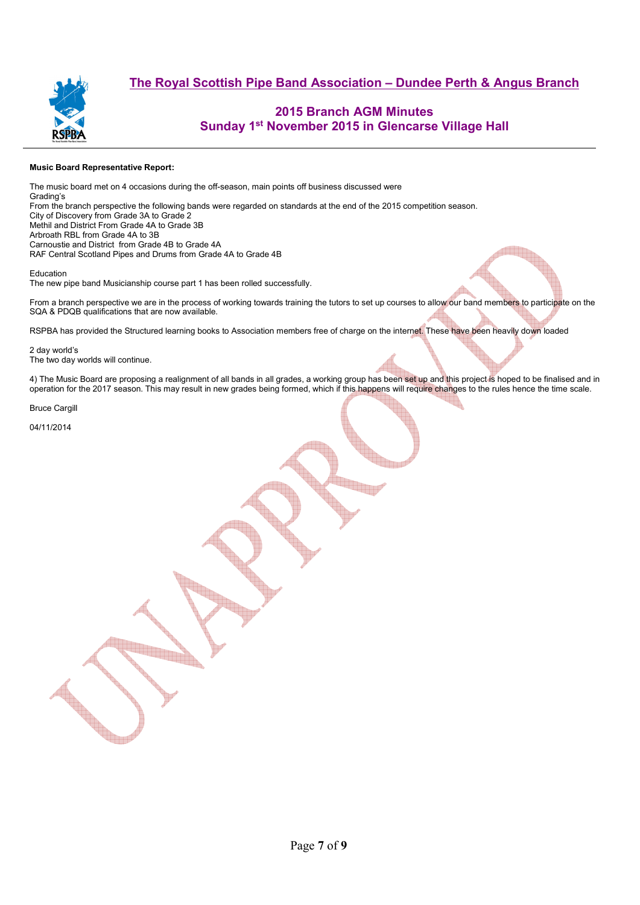# The Royal Scottish Pipe Band Association – Dundee Perth & Angus Branch

## 2015 Branch AGM Minutes
## Sunday 1st November 2015 in Glencarse Village Hall

**Music Board Representative Report:**

The music board met on 4 occasions during the off-season, main points off business discussed were
Grading's
From the branch perspective the following bands were regarded on standards at the end of the 2015 competition season.
City of Discovery from Grade 3A to Grade 2
Methil and District From Grade 4A to Grade 3B
Arbroath RBL from Grade 4A to 3B
Carnoustie and District from Grade 4B to Grade 4A
RAF Central Scotland Pipes and Drums from Grade 4A to Grade 4B

Education
The new pipe band Musicianship course part 1 has been rolled successfully.

From a branch perspective we are in the process of working towards training the tutors to set up courses to allow our band members to participate on the SQA & PDQB qualifications that are now available.

RSPBA has provided the Structured learning books to Association members free of charge on the internet. These have been heavily down loaded

2 day world's
The two day worlds will continue.

4) The Music Board are proposing a realignment of all bands in all grades, a working group has been set up and this project is hoped to be finalised and in operation for the 2017 season. This may result in new grades being formed, which if this happens will require changes to the rules hence the time scale.

Bruce Cargill

04/11/2014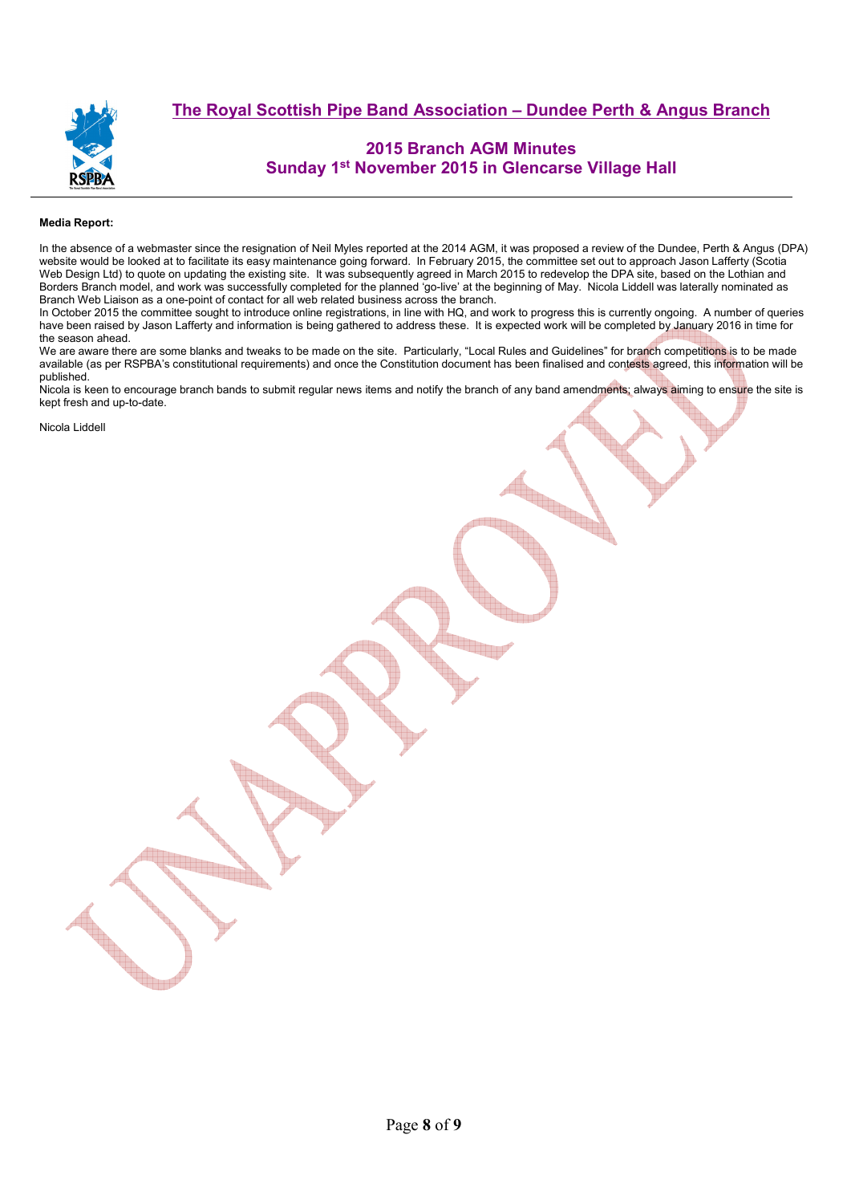**Media Report:**

In the absence of a webmaster since the resignation of Neil Myles reported at the 2014 AGM, it was proposed a review of the Dundee, Perth & Angus (DPA) website would be looked at to facilitate its easy maintenance going forward. In February 2015, the committee set out to approach Jason Lafferty (Scotia Web Design Ltd) to quote on updating the existing site. It was subsequently agreed in March 2015 to redevelop the DPA site, based on the Lothian and Borders Branch model, and work was successfully completed for the planned 'go-live' at the beginning of May. Nicola Liddell was laterally nominated as Branch Web Liaison as a one-point of contact for all web related business across the branch.

In October 2015 the committee sought to introduce online registrations, in line with HQ, and work to progress this is currently ongoing. A number of queries have been raised by Jason Lafferty and information is being gathered to address these. It is expected work will be completed by January 2016 in time for the season ahead.

We are aware there are some blanks and tweaks to be made on the site. Particularly, "Local Rules and Guidelines" for branch competitions is to be made available (as per RSPBA's constitutional requirements) and once the Constitution document has been finalised and contests agreed, this information will be published.

Nicola is keen to encourage branch bands to submit regular news items and notify the branch of any band amendments; always aiming to ensure the site is kept fresh and up-to-date.

Nicola Liddell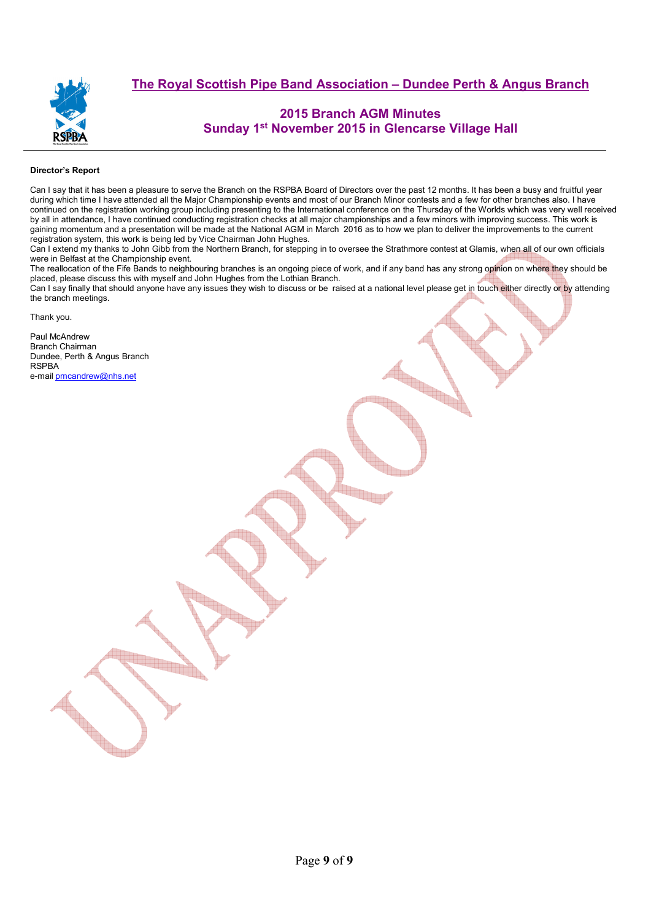## The Royal Scottish Pipe Band Association – Dundee Perth & Angus Branch

### 2015 Branch AGM Minutes
### Sunday 1st November 2015 in Glencarse Village Hall

**Director's Report**

Can I say that it has been a pleasure to serve the Branch on the RSPBA Board of Directors over the past 12 months. It has been a busy and fruitful year during which time I have attended all the Major Championship events and most of our Branch Minor contests and a few for other branches also. I have continued on the registration working group including presenting to the International conference on the Thursday of the Worlds which was very well received by all in attendance, I have continued conducting registration checks at all major championships and a few minors with improving success. This work is gaining momentum and a presentation will be made at the National AGM in March 2016 as to how we plan to deliver the improvements to the current registration system, this work is being led by Vice Chairman John Hughes.

Can I extend my thanks to John Gibb from the Northern Branch, for stepping in to oversee the Strathmore contest at Glamis, when all of our own officials were in Belfast at the Championship event.

The reallocation of the Fife Bands to neighbouring branches is an ongoing piece of work, and if any band has any strong opinion on where they should be placed, please discuss this with myself and John Hughes from the Lothian Branch.

Can I say finally that should anyone have any issues they wish to discuss or be raised at a national level please get in touch either directly or by attending the branch meetings.

Thank you.

Paul McAndrew  
Branch Chairman  
Dundee, Perth & Angus Branch  
RSPBA  
e-mail pmcandrew@nhs.net

UNAPPROVED